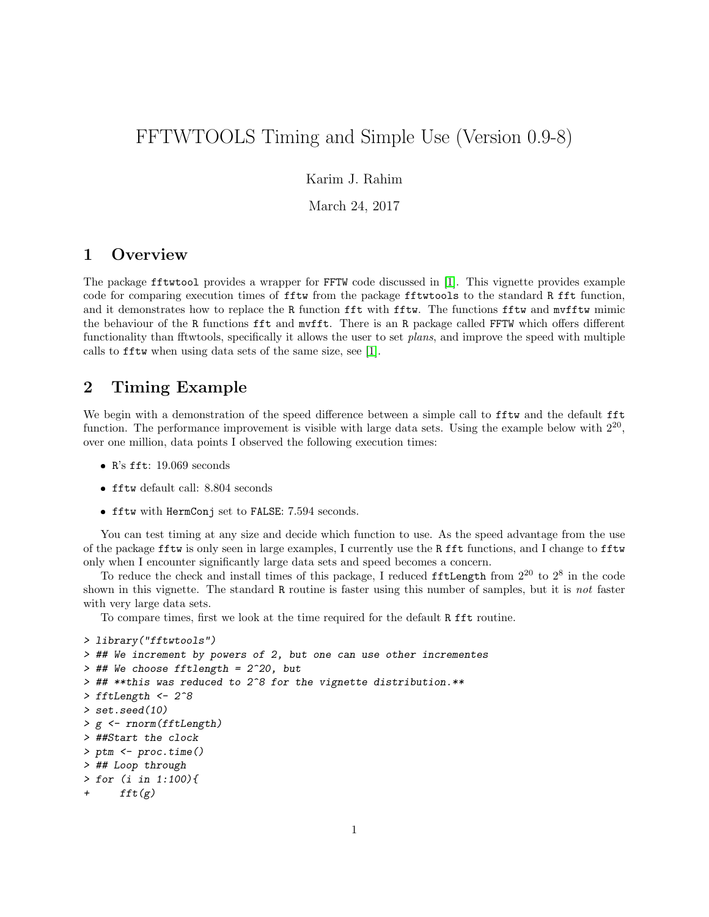# FFTWTOOLS Timing and Simple Use (Version 0.9-8)

Karim J. Rahim

March 24, 2017

## 1 Overview

The package fftwtool provides a wrapper for FFTW code discussed in [1]. This vignette provides example code for comparing execution times of fftw from the package fftwtools to the standard R fft function, and it demonstrates how to replace the R function fft with fftw. The functions fftw and mvfftw mimic the behaviour of the R functions fft and mvfft. There is an R package called FFTW which offers different functionality than fftwtools, specifically it allows the user to set *plans*, and improve the speed with multiple calls to fftw when using data sets of the same size, see [1].

## 2 Timing Example

We begin with a demonstration of the speed difference between a simple call to fftw and the default fft function. The performance improvement is visible with large data sets. Using the example below with $2^{20}$, over one million, data points I observed the following execution times:

- R's fft: 19.069 seconds
- fftw default call: 8.804 seconds
- fftw with HermConj set to FALSE: 7.594 seconds.

You can test timing at any size and decide which function to use. As the speed advantage from the use of the package fftw is only seen in large examples, I currently use the R fft functions, and I change to fftw only when I encounter significantly large data sets and speed becomes a concern.

To reduce the check and install times of this package, I reduced fftLength from $2^{20}$ to $2^{8}$ in the code shown in this vignette. The standard R routine is faster using this number of samples, but it is *not* faster with very large data sets.

To compare times, first we look at the time required for the default R fft routine.

```
> library("fftwtools")
> ## We increment by powers of 2, but one can use other incrementes
> ## We choose fftlength = 2^20, but
> ## **this was reduced to 2^8 for the vignette distribution.**
> fftLength <- 2^8
> set.seed(10)
> g <- rnorm(fftLength)
> ##Start the clock
> ptm <- proc.time()
> ## Loop through
> for (i in 1:100){
+     fft(g)
```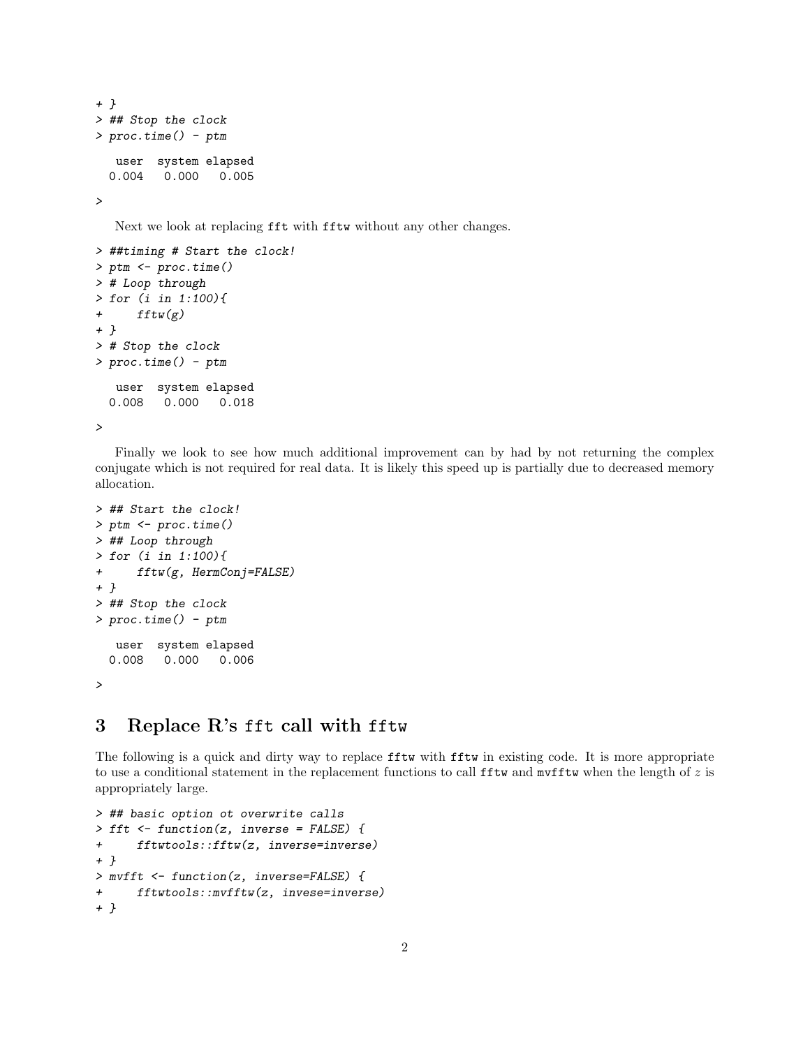```
+ }
> ## Stop the clock
> proc.time() - ptm

   user  system elapsed
  0.004   0.000   0.005

>
```

Next we look at replacing fft with fftw without any other changes.

```
> ##timing # Start the clock!
> ptm <- proc.time()
> # Loop through
> for (i in 1:100){
+     fftw(g)
+ }
> # Stop the clock
> proc.time() - ptm

   user  system elapsed
  0.008   0.000   0.018

>
```

Finally we look to see how much additional improvement can by had by not returning the complex conjugate which is not required for real data. It is likely this speed up is partially due to decreased memory allocation.

```
> ## Start the clock!
> ptm <- proc.time()
> ## Loop through
> for (i in 1:100){
+     fftw(g, HermConj=FALSE)
+ }
> ## Stop the clock
> proc.time() - ptm

   user  system elapsed
  0.008   0.000   0.006

>
```

# 3 Replace R's fft call with fftw

The following is a quick and dirty way to replace fftw with fftw in existing code. It is more appropriate to use a conditional statement in the replacement functions to call fftw and mvfftw when the length of $z$ is appropriately large.

```
> ## basic option ot overwrite calls
> fft <- function(z, inverse = FALSE) {
+     fftwtools::fftw(z, inverse=inverse)
+ }
> mvfft <- function(z, inverse=FALSE) {
+     fftwtools::mvfftw(z, invese=inverse)
+ }
```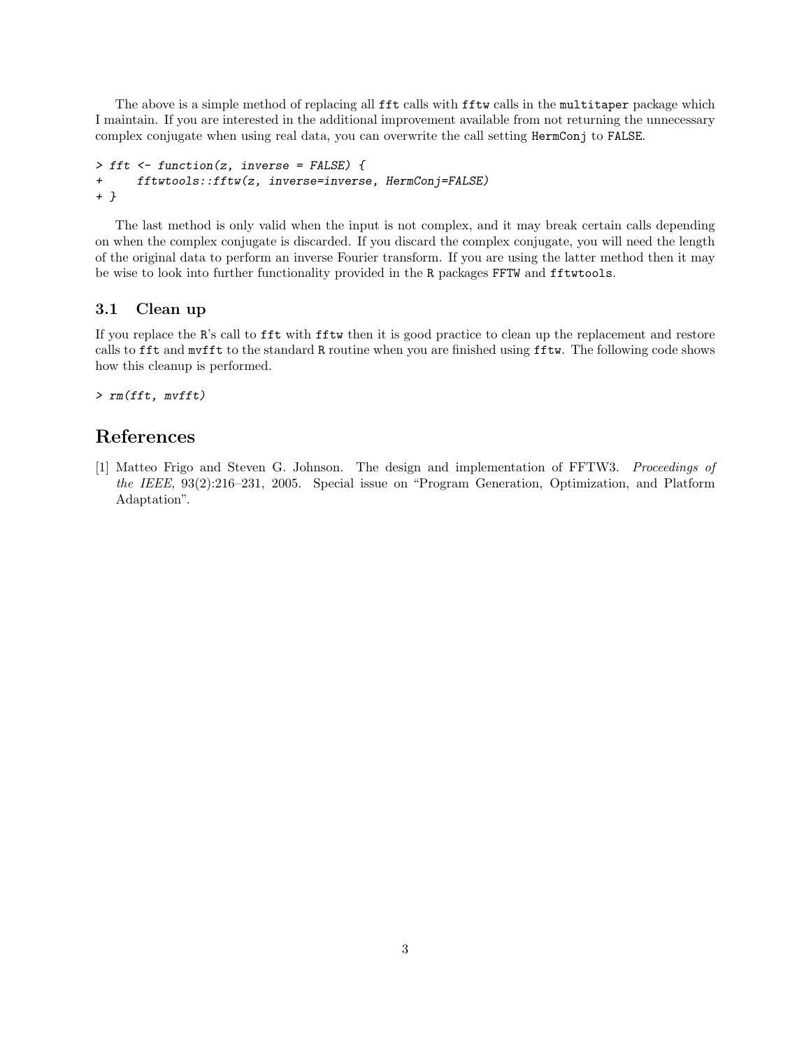The above is a simple method of replacing all `fft` calls with `fftw` calls in the `multitaper` package which I maintain. If you are interested in the additional improvement available from not returning the unnecessary complex conjugate when using real data, you can overwrite the call setting `HermConj` to `FALSE`.

```
> fft <- function(z, inverse = FALSE) {
+     fftwtools::fftw(z, inverse=inverse, HermConj=FALSE)
+ }
```

The last method is only valid when the input is not complex, and it may break certain calls depending on when the complex conjugate is discarded. If you discard the complex conjugate, you will need the length of the original data to perform an inverse Fourier transform. If you are using the latter method then it may be wise to look into further functionality provided in the `R` packages `FFTW` and `fftwtools`.

### 3.1 Clean up

If you replace the `R`'s call to `fft` with `fftw` then it is good practice to clean up the replacement and restore calls to `fft` and `mvfft` to the standard `R` routine when you are finished using `fftw`. The following code shows how this cleanup is performed.

```
> rm(fft, mvfft)
```

## References

[1] Matteo Frigo and Steven G. Johnson. The design and implementation of FFTW3. *Proceedings of the IEEE*, 93(2):216–231, 2005. Special issue on "Program Generation, Optimization, and Platform Adaptation".